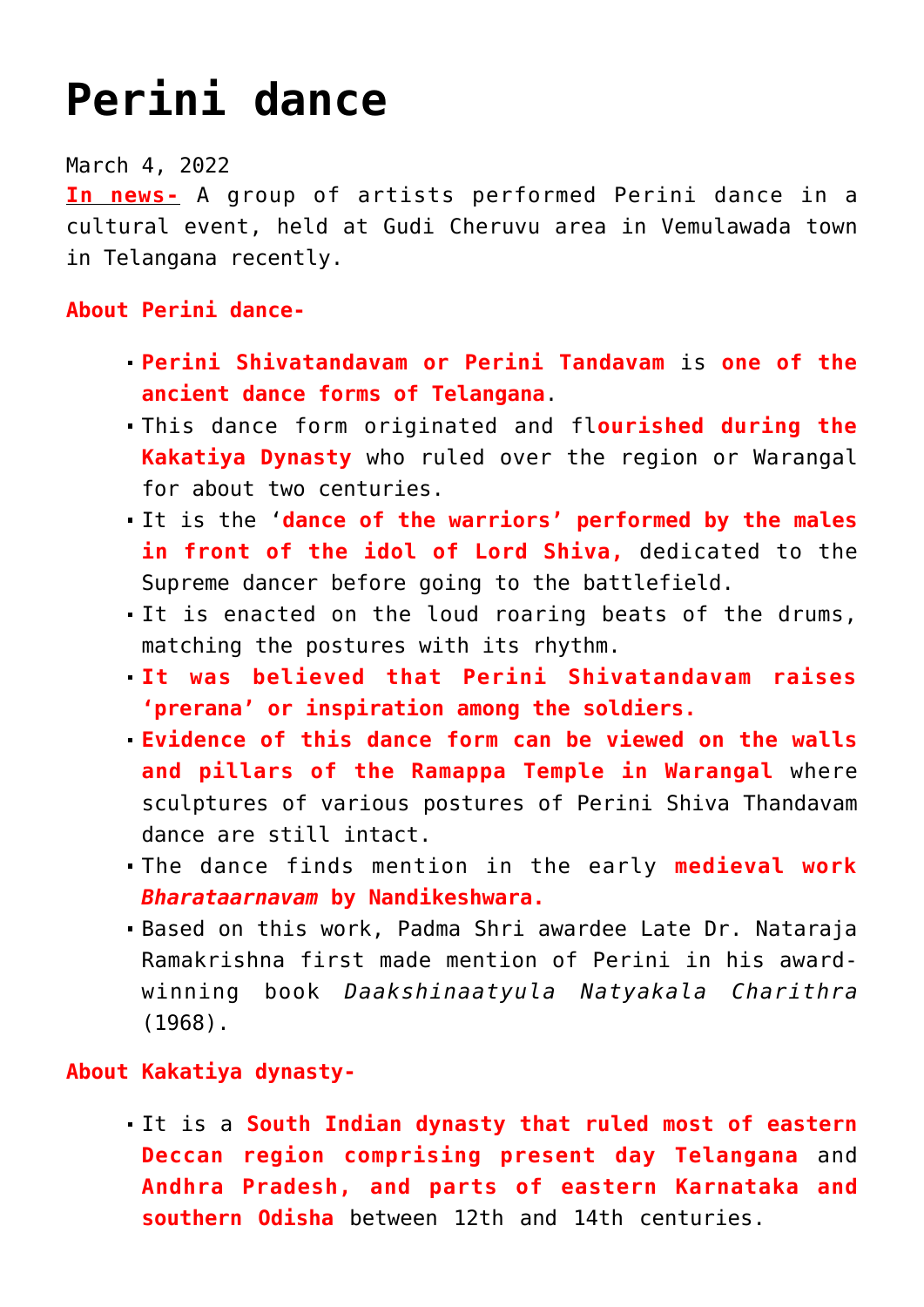# Perini dance

March 4, 2022

**In news-** A group of artists performed Perini dance in a cultural event, held at Gudi Cheruvu area in Vemulawada town in Telangana recently.

**About Perini dance-**

- **Perini Shivatandavam or Perini Tandavam** is **one of the ancient dance forms of Telangana**.
- This dance form originated and fl**ourished during the Kakatiya Dynasty** who ruled over the region or Warangal for about two centuries.
- It is the '**dance of the warriors' performed by the males in front of the idol of Lord Shiva,** dedicated to the Supreme dancer before going to the battlefield.
- It is enacted on the loud roaring beats of the drums, matching the postures with its rhythm.
- **It was believed that Perini Shivatandavam raises 'prerana' or inspiration among the soldiers.**
- **Evidence of this dance form can be viewed on the walls and pillars of the Ramappa Temple in Warangal** where sculptures of various postures of Perini Shiva Thandavam dance are still intact.
- The dance finds mention in the early **medieval work *Bharataarnavam* by Nandikeshwara.**
- Based on this work, Padma Shri awardee Late Dr. Nataraja Ramakrishna first made mention of Perini in his award-winning book *Daakshinaatyula Natyakala Charithra* (1968).

**About Kakatiya dynasty-**

- It is a **South Indian dynasty that ruled most of eastern Deccan region comprising present day Telangana** and **Andhra Pradesh, and parts of eastern Karnataka and southern Odisha** between 12th and 14th centuries.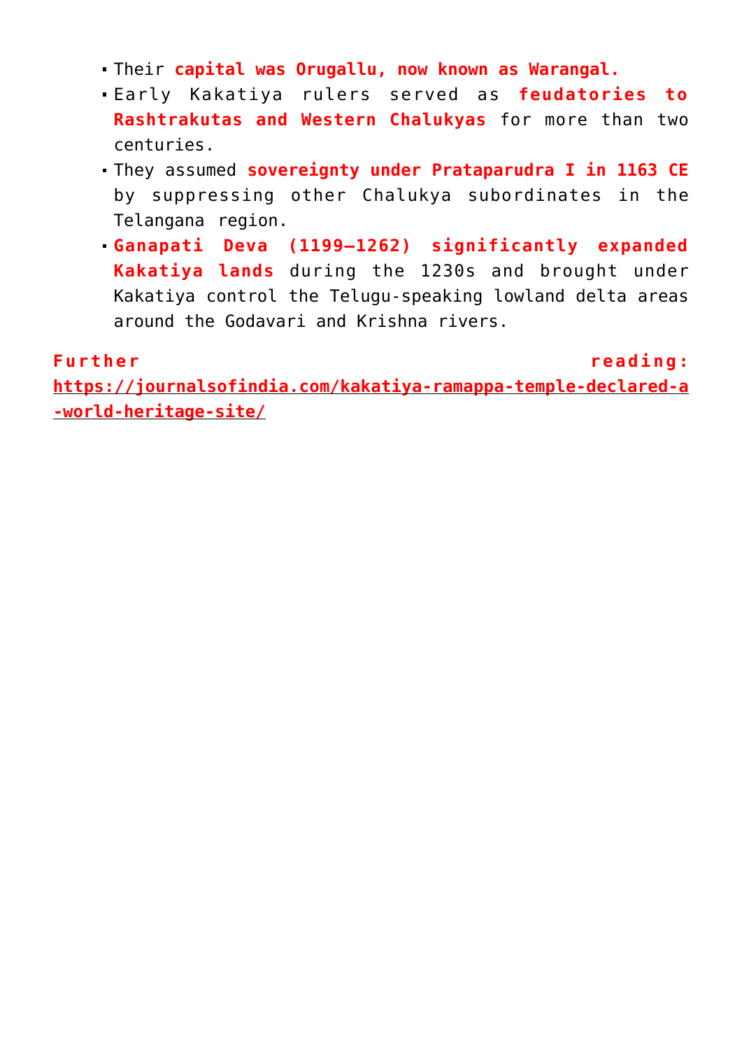- Their **capital was Orugallu, now known as Warangal.**
- Early Kakatiya rulers served as **feudatories to Rashtrakutas and Western Chalukyas** for more than two centuries.
- They assumed **sovereignty under Prataparudra I in 1163 CE** by suppressing other Chalukya subordinates in the Telangana region.
- **Ganapati Deva (1199–1262) significantly expanded Kakatiya lands** during the 1230s and brought under Kakatiya control the Telugu-speaking lowland delta areas around the Godavari and Krishna rivers.

**Further reading:** **https://journalsofindia.com/kakatiya-ramappa-temple-declared-a-world-heritage-site/**